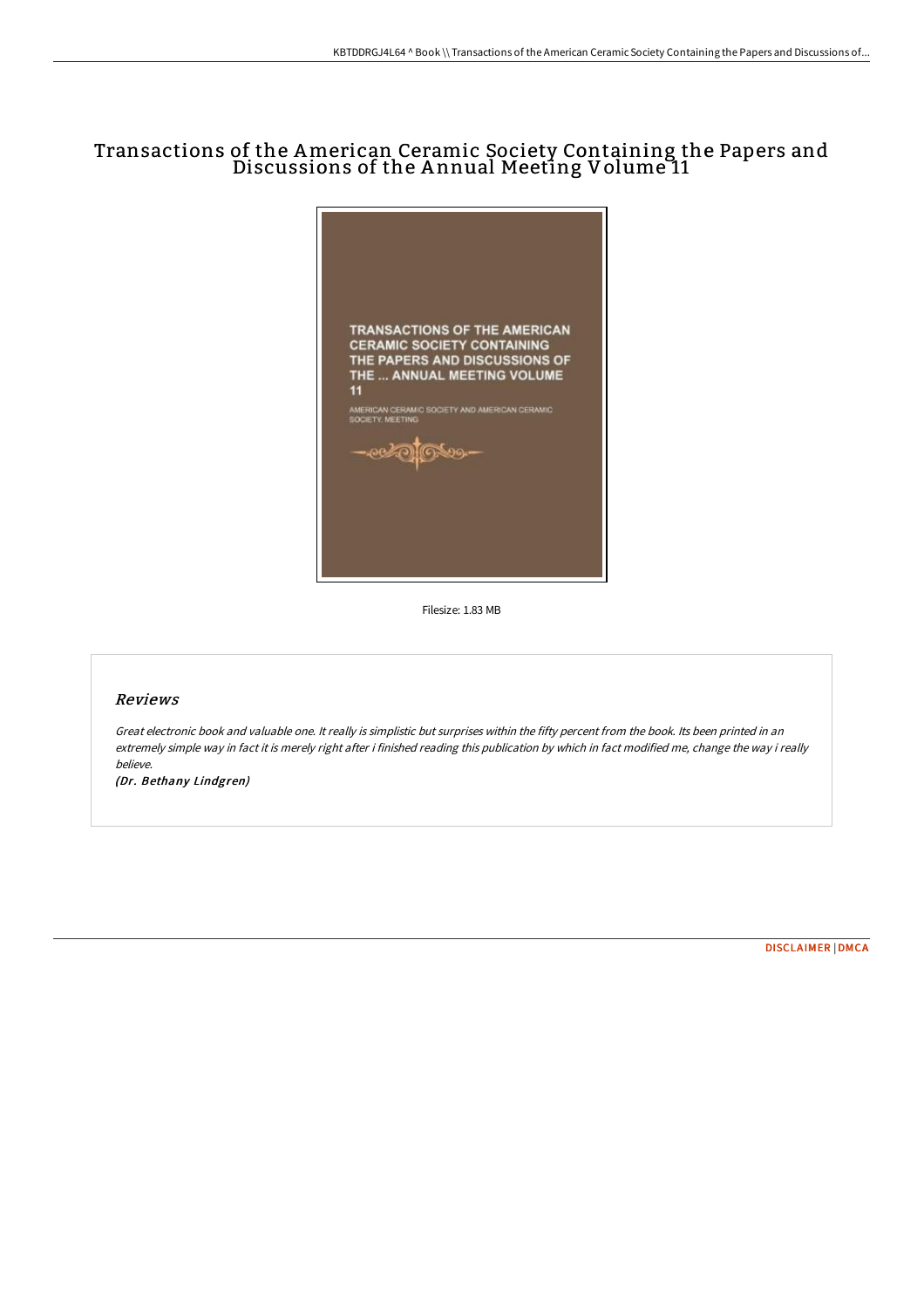# Transactions of the American Ceramic Society Containing the Papers and Discussions of the Annual Meeting Volume 11

TRANSACTIONS OF THE AMERICAN CERAMIC SOCIETY CONTAINING THE PAPERS AND DISCUSSIONS OF THE ... ANNUAL MEETING VOLUME 11

AMERICAN CERAMIC SOCIETY AND AMERICAN CERAMIC SOCIETY. MEETING

Filesize: 1.83 MB

## Reviews

*Great electronic book and valuable one. It really is simplistic but surprises within the fifty percent from the book. Its been printed in an extremely simple way in fact it is merely right after i finished reading this publication by which in fact modified me, change the way i really believe.*

*(Dr. Bethany Lindgren)*

DISCLAIMER | DMCA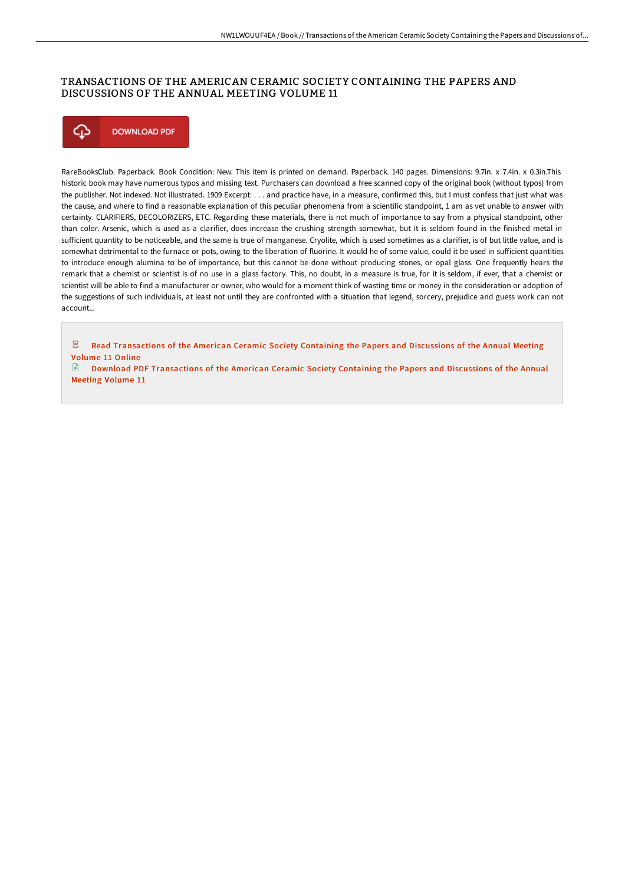# TRANSACTIONS OF THE AMERICAN CERAMIC SOCIETY CONTAINING THE PAPERS AND DISCUSSIONS OF THE ANNUAL MEETING VOLUME 11

DOWNLOAD PDF

RareBooksClub. Paperback. Book Condition: New. This item is printed on demand. Paperback. 140 pages. Dimensions: 9.7in. x 7.4in. x 0.3in.This historic book may have numerous typos and missing text. Purchasers can download a free scanned copy of the original book (without typos) from the publisher. Not indexed. Not illustrated. 1909 Excerpt: . . . and practice have, in a measure, confirmed this, but I must confess that just what was the cause, and where to find a reasonable explanation of this peculiar phenomena from a scientific standpoint, 1 am as vet unable to answer with certainty. CLARIFIERS, DECOLORIZERS, ETC. Regarding these materials, there is not much of importance to say from a physical standpoint, other than color. Arsenic, which is used as a clarifier, does increase the crushing strength somewhat, but it is seldom found in the finished metal in sufficient quantity to be noticeable, and the same is true of manganese. Cryolite, which is used sometimes as a clarifier, is of but little value, and is somewhat detrimental to the furnace or pots, owing to the liberation of fluorine. It would he of some value, could it be used in sufficient quantities to introduce enough alumina to be of importance, but this cannot be done without producing stones, or opal glass. One frequently hears the remark that a chemist or scientist is of no use in a glass factory. This, no doubt, in a measure is true, for it is seldom, if ever, that a chemist or scientist will be able to find a manufacturer or owner, who would for a moment think of wasting time or money in the consideration or adoption of the suggestions of such individuals, at least not until they are confronted with a situation that legend, sorcery, prejudice and guess work can not account...

Read Transactions of the American Ceramic Society Containing the Papers and Discussions of the Annual Meeting Volume 11 Online

Download PDF Transactions of the American Ceramic Society Containing the Papers and Discussions of the Annual Meeting Volume 11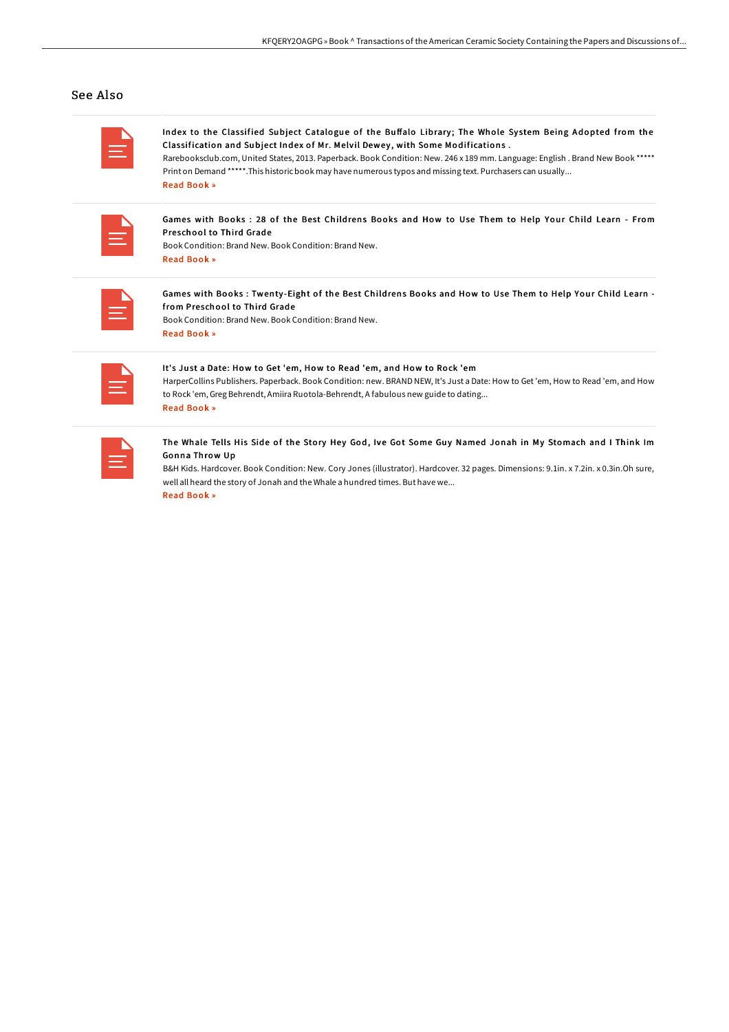## See Also

**Index to the Classified Subject Catalogue of the Buffalo Library; The Whole System Being Adopted from the Classification and Subject Index of Mr. Melvil Dewey, with Some Modifications .**

Rarebooksclub.com, United States, 2013. Paperback. Book Condition: New. 246 x 189 mm. Language: English . Brand New Book ***** Print on Demand *****.This historic book may have numerous typos and missing text. Purchasers can usually...

Read Book »

**Games with Books : 28 of the Best Childrens Books and How to Use Them to Help Your Child Learn - From Preschool to Third Grade**

Book Condition: Brand New. Book Condition: Brand New.

Read Book »

**Games with Books : Twenty-Eight of the Best Childrens Books and How to Use Them to Help Your Child Learn - from Preschool to Third Grade**

Book Condition: Brand New. Book Condition: Brand New.

Read Book »

**It's Just a Date: How to Get 'em, How to Read 'em, and How to Rock 'em**

HarperCollins Publishers. Paperback. Book Condition: new. BRAND NEW, It's Just a Date: How to Get 'em, How to Read 'em, and How to Rock 'em, Greg Behrendt, Amiira Ruotola-Behrendt, A fabulous new guide to dating...

Read Book »

**The Whale Tells His Side of the Story Hey God, Ive Got Some Guy Named Jonah in My Stomach and I Think Im Gonna Throw Up**

B&H Kids. Hardcover. Book Condition: New. Cory Jones (illustrator). Hardcover. 32 pages. Dimensions: 9.1in. x 7.2in. x 0.3in.Oh sure, well all heard the story of Jonah and the Whale a hundred times. But have we...

Read Book »